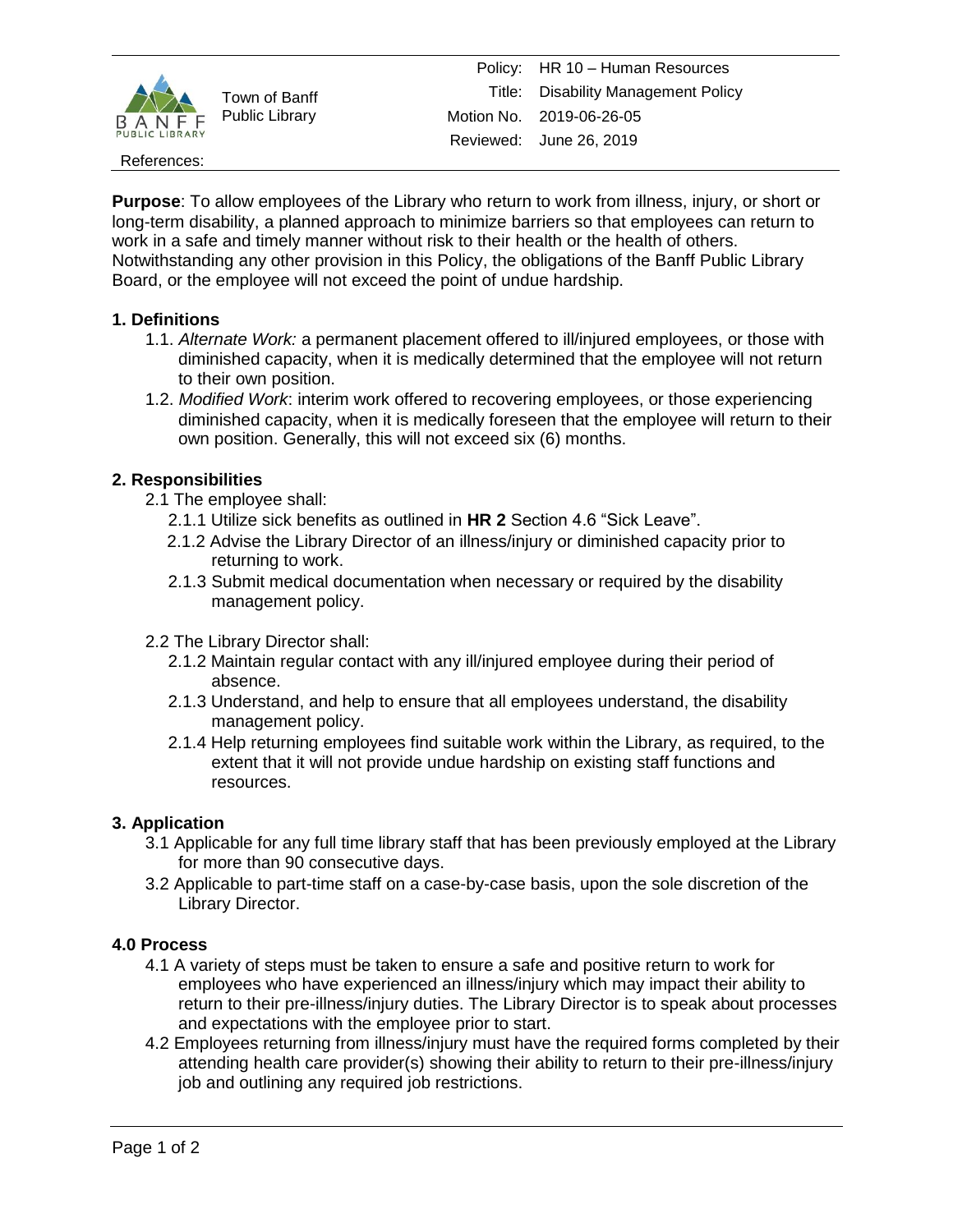Town of Banff Public Library

| | |
|---|---|
| Policy: | HR 10 – Human Resources |
| Title: | Disability Management Policy |
| Motion No. | 2019-06-26-05 |
| Reviewed: | June 26, 2019 |

References:

**Purpose**: To allow employees of the Library who return to work from illness, injury, or short or long-term disability, a planned approach to minimize barriers so that employees can return to work in a safe and timely manner without risk to their health or the health of others. Notwithstanding any other provision in this Policy, the obligations of the Banff Public Library Board, or the employee will not exceed the point of undue hardship.

## 1. Definitions

1.1. *Alternate Work:* a permanent placement offered to ill/injured employees, or those with diminished capacity, when it is medically determined that the employee will not return to their own position.

1.2. *Modified Work*: interim work offered to recovering employees, or those experiencing diminished capacity, when it is medically foreseen that the employee will return to their own position. Generally, this will not exceed six (6) months.

## 2. Responsibilities

2.1 The employee shall:

- 2.1.1 Utilize sick benefits as outlined in **HR 2** Section 4.6 "Sick Leave".
- 2.1.2 Advise the Library Director of an illness/injury or diminished capacity prior to returning to work.
- 2.1.3 Submit medical documentation when necessary or required by the disability management policy.

2.2 The Library Director shall:

- 2.1.2 Maintain regular contact with any ill/injured employee during their period of absence.
- 2.1.3 Understand, and help to ensure that all employees understand, the disability management policy.
- 2.1.4 Help returning employees find suitable work within the Library, as required, to the extent that it will not provide undue hardship on existing staff functions and resources.

## 3. Application

3.1 Applicable for any full time library staff that has been previously employed at the Library for more than 90 consecutive days.

3.2 Applicable to part-time staff on a case-by-case basis, upon the sole discretion of the Library Director.

## 4.0 Process

4.1 A variety of steps must be taken to ensure a safe and positive return to work for employees who have experienced an illness/injury which may impact their ability to return to their pre-illness/injury duties. The Library Director is to speak about processes and expectations with the employee prior to start.

4.2 Employees returning from illness/injury must have the required forms completed by their attending health care provider(s) showing their ability to return to their pre-illness/injury job and outlining any required job restrictions.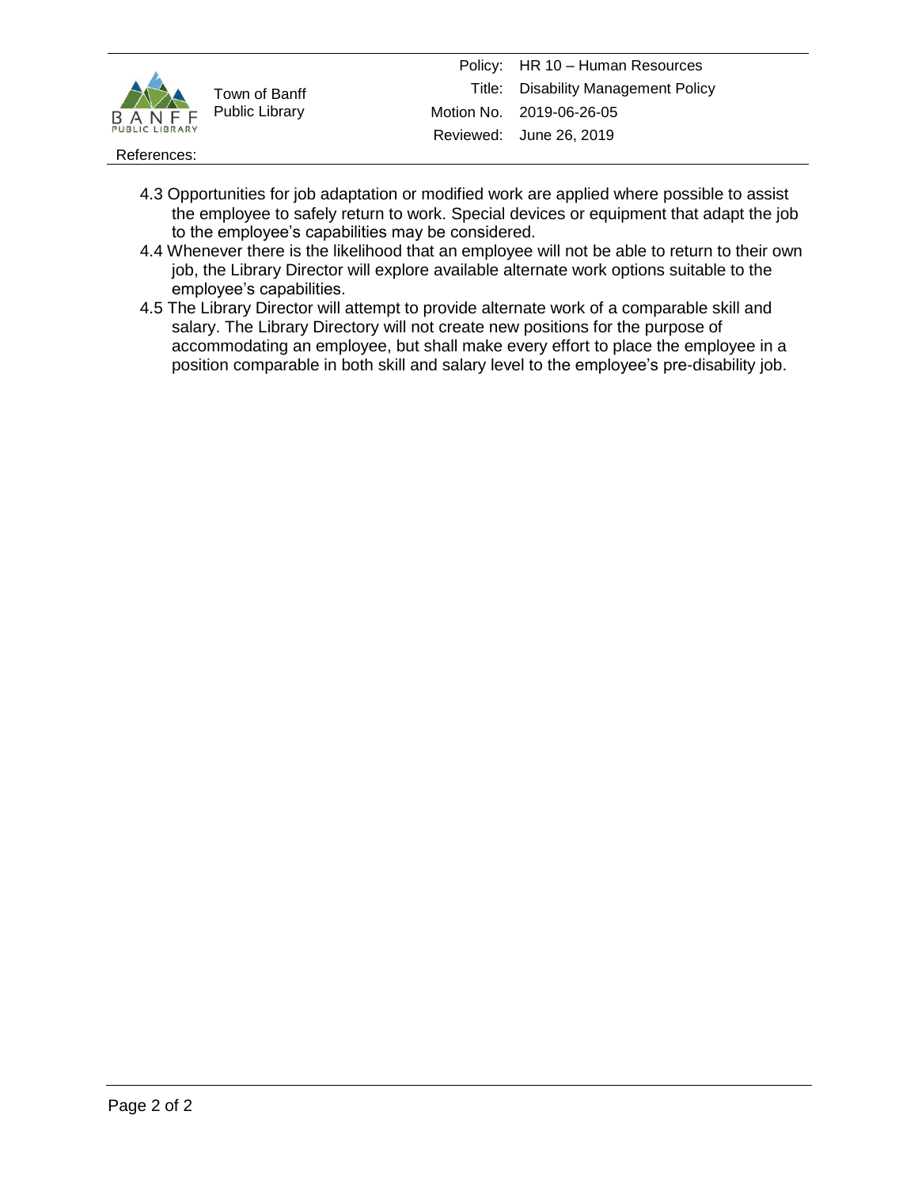4.3 Opportunities for job adaptation or modified work are applied where possible to assist the employee to safely return to work. Special devices or equipment that adapt the job to the employee's capabilities may be considered.

4.4 Whenever there is the likelihood that an employee will not be able to return to their own job, the Library Director will explore available alternate work options suitable to the employee's capabilities.

4.5 The Library Director will attempt to provide alternate work of a comparable skill and salary. The Library Directory will not create new positions for the purpose of accommodating an employee, but shall make every effort to place the employee in a position comparable in both skill and salary level to the employee's pre-disability job.